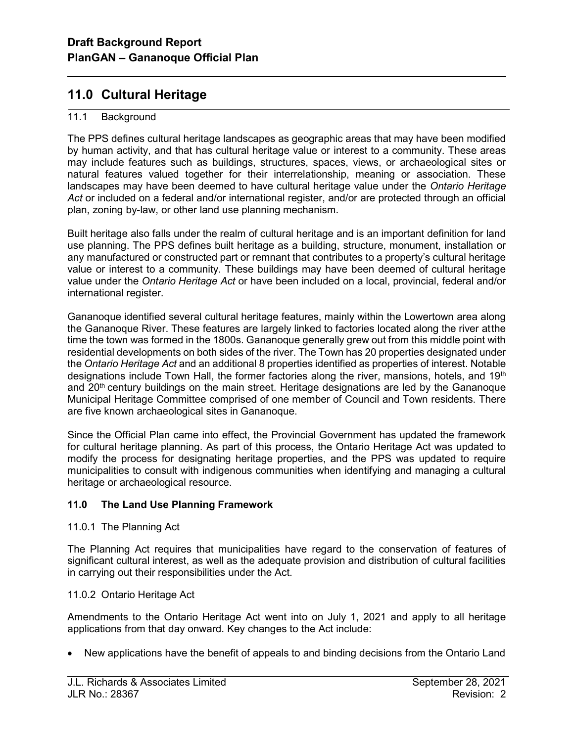## 11.0 Cultural Heritage

### 11.1 Background

The PPS defines cultural heritage landscapes as geographic areas that may have been modified by human activity, and that has cultural heritage value or interest to a community. These areas may include features such as buildings, structures, spaces, views, or archaeological sites or natural features valued together for their interrelationship, meaning or association. These landscapes may have been deemed to have cultural heritage value under the *Ontario Heritage Act* or included on a federal and/or international register, and/or are protected through an official plan, zoning by-law, or other land use planning mechanism.

Built heritage also falls under the realm of cultural heritage and is an important definition for land use planning. The PPS defines built heritage as a building, structure, monument, installation or any manufactured or constructed part or remnant that contributes to a property's cultural heritage value or interest to a community. These buildings may have been deemed of cultural heritage value under the *Ontario Heritage Act* or have been included on a local, provincial, federal and/or international register.

Gananoque identified several cultural heritage features, mainly within the Lowertown area along the Gananoque River. These features are largely linked to factories located along the river atthe time the town was formed in the 1800s. Gananoque generally grew out from this middle point with residential developments on both sides of the river. The Town has 20 properties designated under the *Ontario Heritage Act* and an additional 8 properties identified as properties of interest. Notable designations include Town Hall, the former factories along the river, mansions, hotels, and 19th and 20th century buildings on the main street. Heritage designations are led by the Gananoque Municipal Heritage Committee comprised of one member of Council and Town residents. There are five known archaeological sites in Gananoque.

Since the Official Plan came into effect, the Provincial Government has updated the framework for cultural heritage planning. As part of this process, the Ontario Heritage Act was updated to modify the process for designating heritage properties, and the PPS was updated to require municipalities to consult with indigenous communities when identifying and managing a cultural heritage or archaeological resource.

### 11.0 The Land Use Planning Framework

#### 11.0.1 The Planning Act

The Planning Act requires that municipalities have regard to the conservation of features of significant cultural interest, as well as the adequate provision and distribution of cultural facilities in carrying out their responsibilities under the Act.

#### 11.0.2 Ontario Heritage Act

Amendments to the Ontario Heritage Act went into on July 1, 2021 and apply to all heritage applications from that day onward. Key changes to the Act include:

- New applications have the benefit of appeals to and binding decisions from the Ontario Land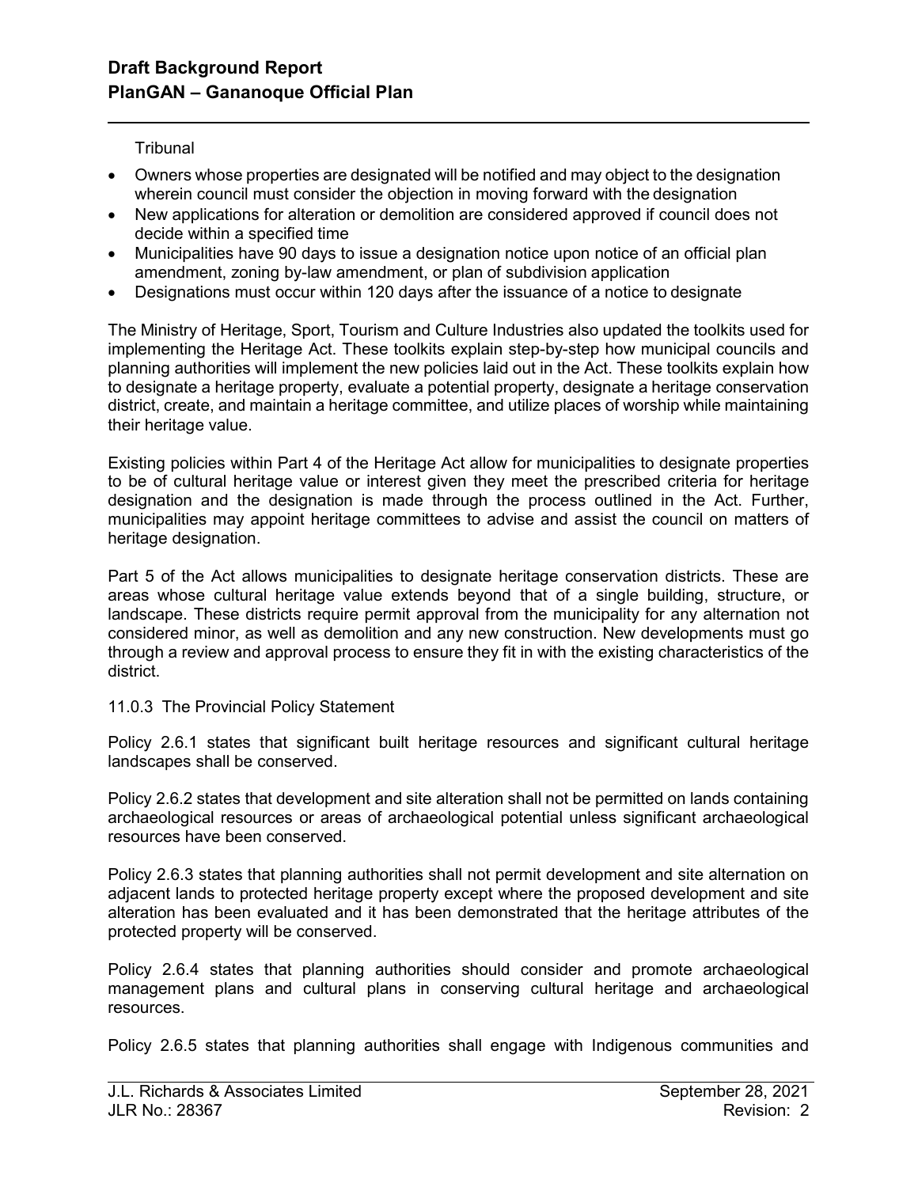Tribunal

- Owners whose properties are designated will be notified and may object to the designation wherein council must consider the objection in moving forward with the designation
- New applications for alteration or demolition are considered approved if council does not decide within a specified time
- Municipalities have 90 days to issue a designation notice upon notice of an official plan amendment, zoning by-law amendment, or plan of subdivision application
- Designations must occur within 120 days after the issuance of a notice to designate

The Ministry of Heritage, Sport, Tourism and Culture Industries also updated the toolkits used for implementing the Heritage Act. These toolkits explain step-by-step how municipal councils and planning authorities will implement the new policies laid out in the Act. These toolkits explain how to designate a heritage property, evaluate a potential property, designate a heritage conservation district, create, and maintain a heritage committee, and utilize places of worship while maintaining their heritage value.

Existing policies within Part 4 of the Heritage Act allow for municipalities to designate properties to be of cultural heritage value or interest given they meet the prescribed criteria for heritage designation and the designation is made through the process outlined in the Act. Further, municipalities may appoint heritage committees to advise and assist the council on matters of heritage designation.

Part 5 of the Act allows municipalities to designate heritage conservation districts. These are areas whose cultural heritage value extends beyond that of a single building, structure, or landscape. These districts require permit approval from the municipality for any alternation not considered minor, as well as demolition and any new construction. New developments must go through a review and approval process to ensure they fit in with the existing characteristics of the district.

11.0.3 The Provincial Policy Statement

Policy 2.6.1 states that significant built heritage resources and significant cultural heritage landscapes shall be conserved.

Policy 2.6.2 states that development and site alteration shall not be permitted on lands containing archaeological resources or areas of archaeological potential unless significant archaeological resources have been conserved.

Policy 2.6.3 states that planning authorities shall not permit development and site alternation on adjacent lands to protected heritage property except where the proposed development and site alteration has been evaluated and it has been demonstrated that the heritage attributes of the protected property will be conserved.

Policy 2.6.4 states that planning authorities should consider and promote archaeological management plans and cultural plans in conserving cultural heritage and archaeological resources.

Policy 2.6.5 states that planning authorities shall engage with Indigenous communities and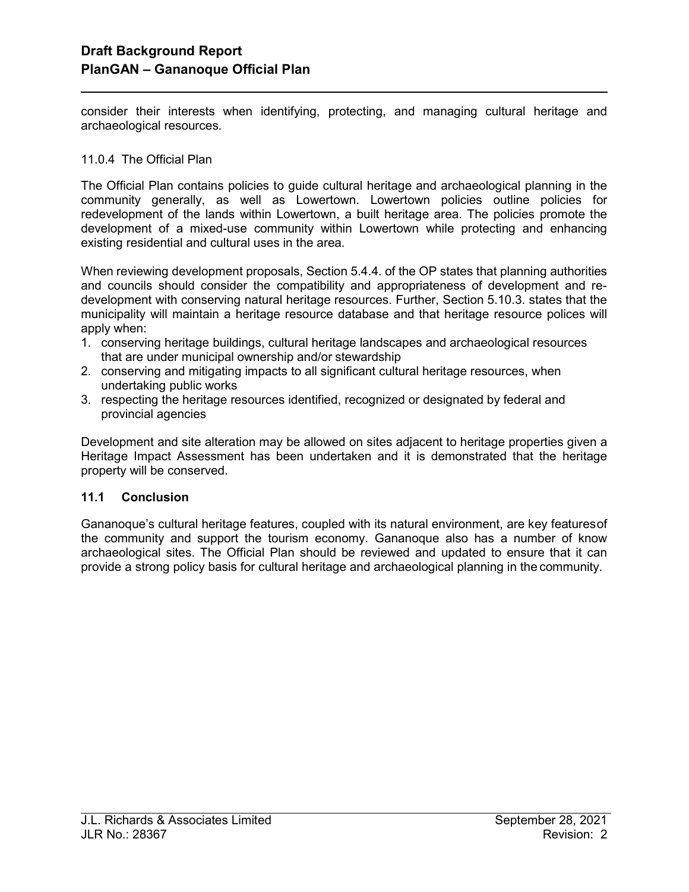consider their interests when identifying, protecting, and managing cultural heritage and archaeological resources.

11.0.4 The Official Plan

The Official Plan contains policies to guide cultural heritage and archaeological planning in the community generally, as well as Lowertown. Lowertown policies outline policies for redevelopment of the lands within Lowertown, a built heritage area. The policies promote the development of a mixed-use community within Lowertown while protecting and enhancing existing residential and cultural uses in the area.

When reviewing development proposals, Section 5.4.4. of the OP states that planning authorities and councils should consider the compatibility and appropriateness of development and re-development with conserving natural heritage resources. Further, Section 5.10.3. states that the municipality will maintain a heritage resource database and that heritage resource polices will apply when:

1. conserving heritage buildings, cultural heritage landscapes and archaeological resources that are under municipal ownership and/or stewardship
2. conserving and mitigating impacts to all significant cultural heritage resources, when undertaking public works
3. respecting the heritage resources identified, recognized or designated by federal and provincial agencies

Development and site alteration may be allowed on sites adjacent to heritage properties given a Heritage Impact Assessment has been undertaken and it is demonstrated that the heritage property will be conserved.

### 11.1 Conclusion

Gananoque's cultural heritage features, coupled with its natural environment, are key featuresof the community and support the tourism economy. Gananoque also has a number of know archaeological sites. The Official Plan should be reviewed and updated to ensure that it can provide a strong policy basis for cultural heritage and archaeological planning in the community.